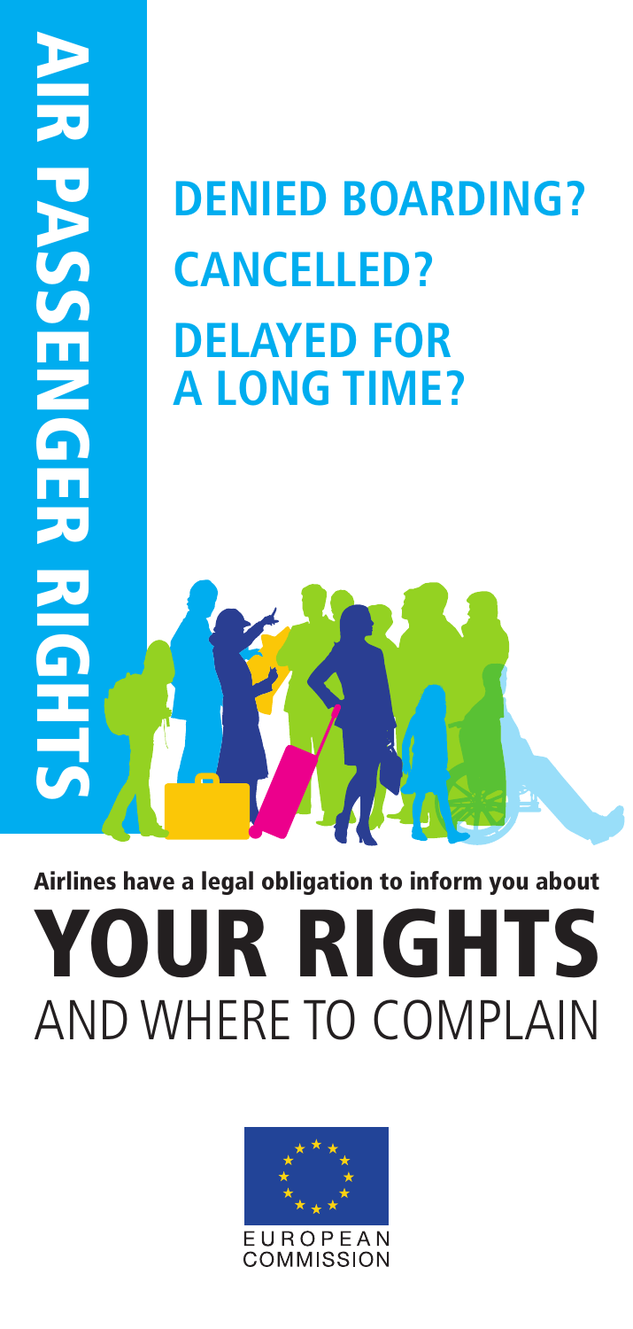# AIR PASSENGER RIGHTS

## DENIED BOARDING?
## CANCELLED?
## DELAYED FOR A LONG TIME?

**Airlines have a legal obligation to inform you about**

# YOUR RIGHTS
## AND WHERE TO COMPLAIN

EUROPEAN COMMISSION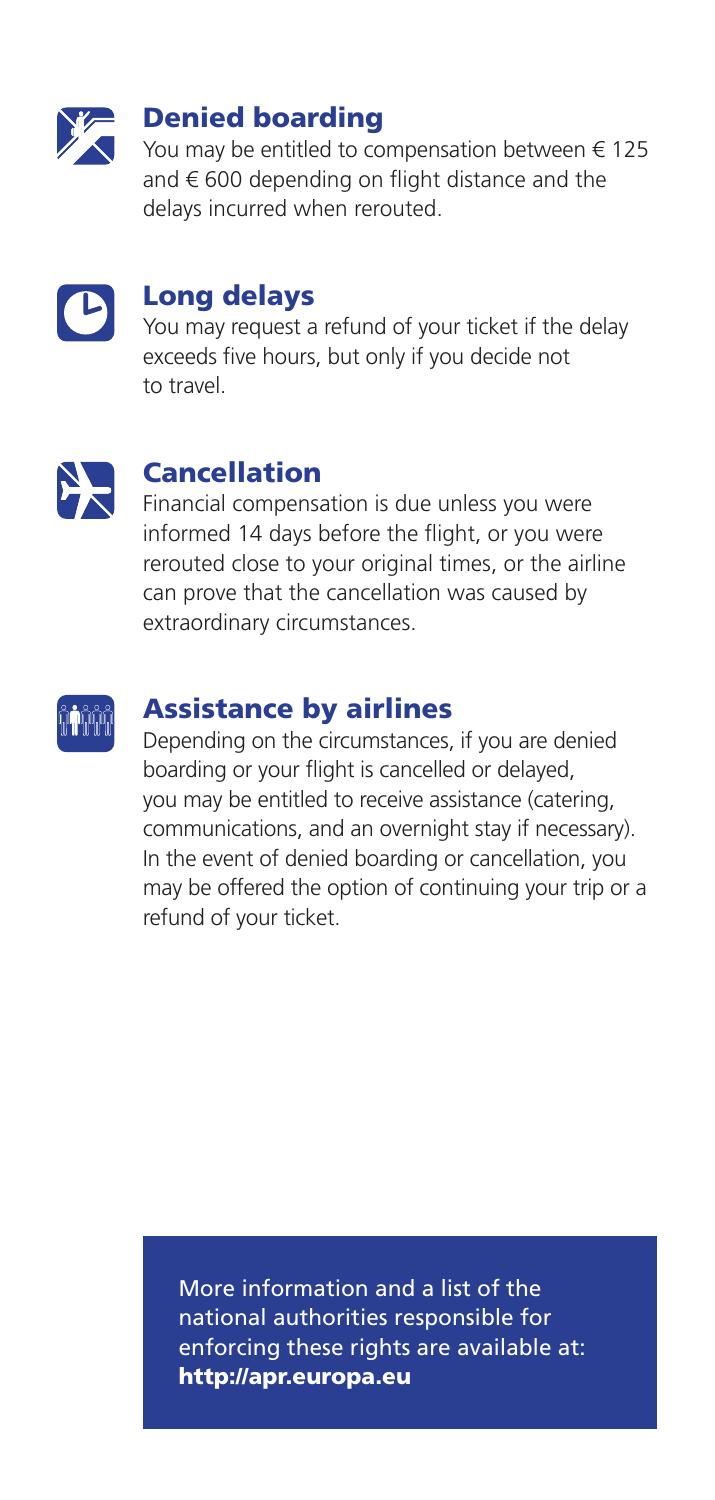## Denied boarding

You may be entitled to compensation between € 125 and € 600 depending on flight distance and the delays incurred when rerouted.

## Long delays

You may request a refund of your ticket if the delay exceeds five hours, but only if you decide not to travel.

## Cancellation

Financial compensation is due unless you were informed 14 days before the flight, or you were rerouted close to your original times, or the airline can prove that the cancellation was caused by extraordinary circumstances.

## Assistance by airlines

Depending on the circumstances, if you are denied boarding or your flight is cancelled or delayed, you may be entitled to receive assistance (catering, communications, and an overnight stay if necessary). In the event of denied boarding or cancellation, you may be offered the option of continuing your trip or a refund of your ticket.

More information and a list of the national authorities responsible for enforcing these rights are available at: **http://apr.europa.eu**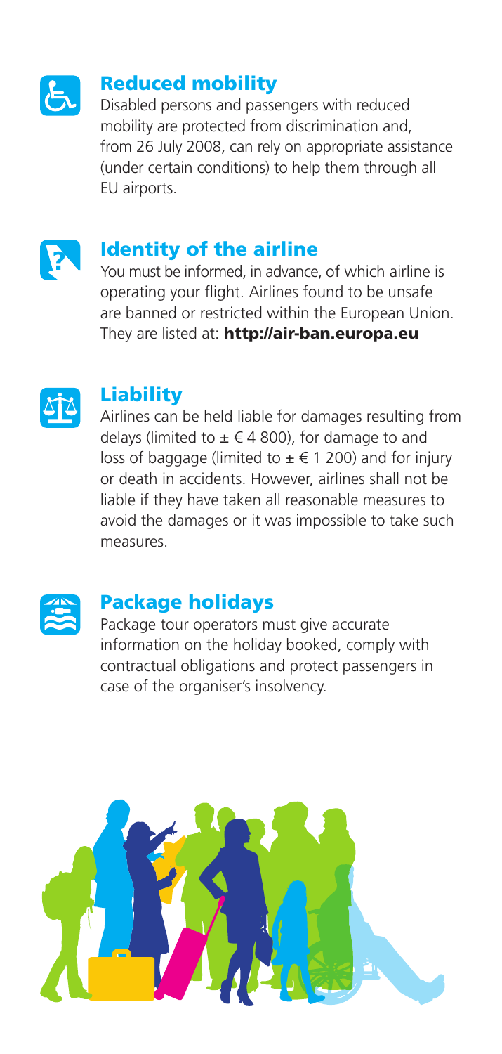## Reduced mobility

Disabled persons and passengers with reduced mobility are protected from discrimination and, from 26 July 2008, can rely on appropriate assistance (under certain conditions) to help them through all EU airports.

## Identity of the airline

You must be informed, in advance, of which airline is operating your flight. Airlines found to be unsafe are banned or restricted within the European Union. They are listed at: **http://air-ban.europa.eu**

## Liability

Airlines can be held liable for damages resulting from delays (limited to ± € 4 800), for damage to and loss of baggage (limited to ± € 1 200) and for injury or death in accidents. However, airlines shall not be liable if they have taken all reasonable measures to avoid the damages or it was impossible to take such measures.

## Package holidays

Package tour operators must give accurate information on the holiday booked, comply with contractual obligations and protect passengers in case of the organiser's insolvency.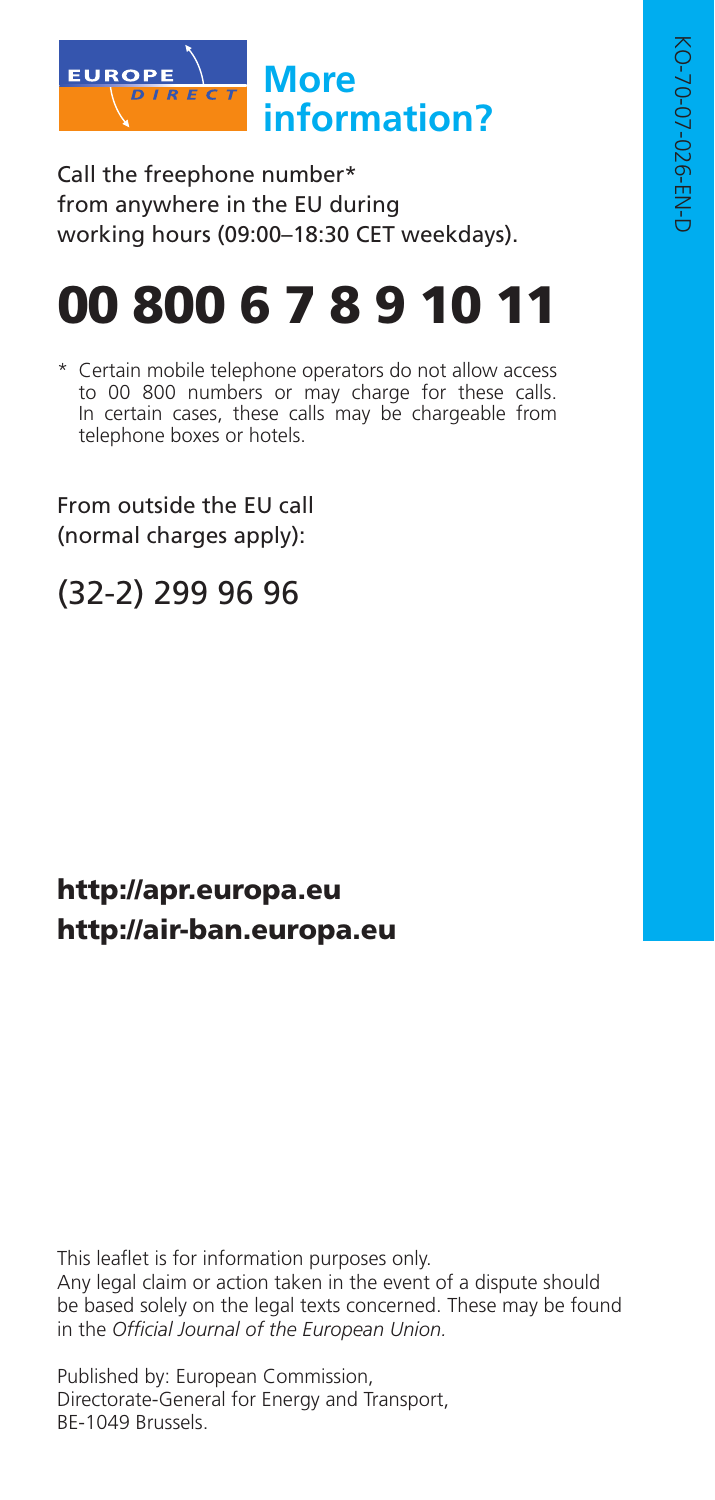EUROPE DIRECT

## More information?

Call the freephone number*
from anywhere in the EU during
working hours (09:00–18:30 CET weekdays).

# 00 800 6 7 8 9 10 11

* Certain mobile telephone operators do not allow access to 00 800 numbers or may charge for these calls. In certain cases, these calls may be chargeable from telephone boxes or hotels.

From outside the EU call
(normal charges apply):

(32-2) 299 96 96

**http://apr.europa.eu**
**http://air-ban.europa.eu**

This leaflet is for information purposes only.
Any legal claim or action taken in the event of a dispute should be based solely on the legal texts concerned. These may be found in the *Official Journal of the European Union.*

Published by: European Commission,
Directorate-General for Energy and Transport,
BE-1049 Brussels.

KO-70-07-026-EN-D